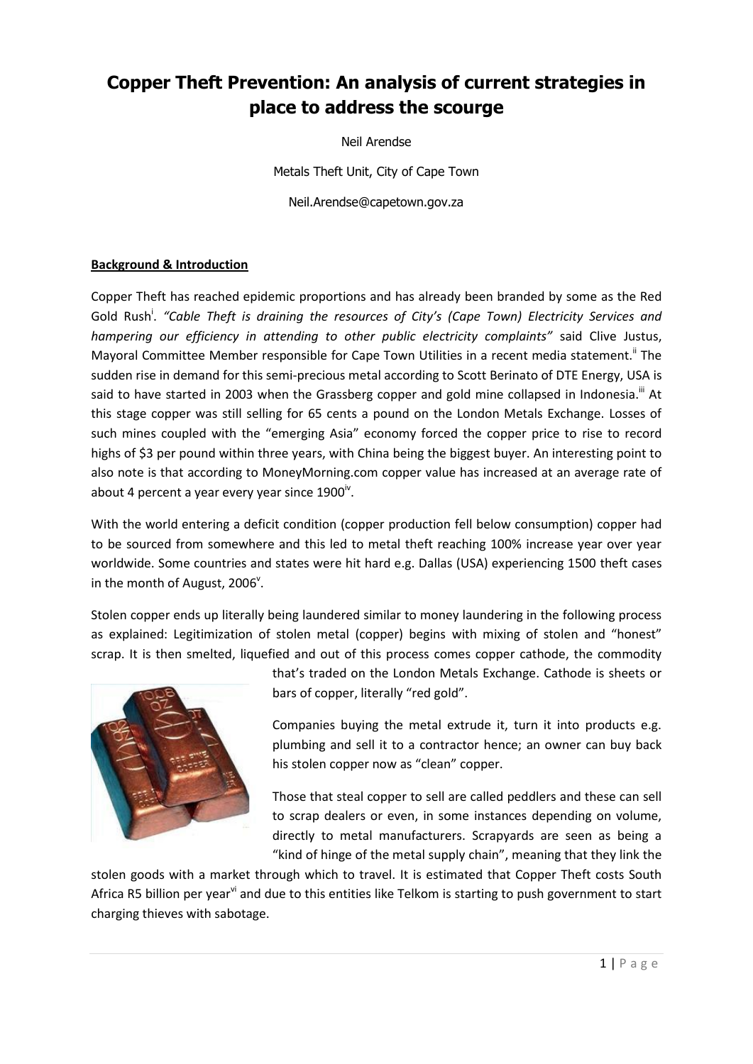# Copper Theft Prevention: An analysis of current strategies in place to address the scourge

Neil Arendse

Metals Theft Unit, City of Cape Town

Neil.Arendse@capetown.gov.za

## Background & Introduction

Copper Theft has reached epidemic proportions and has already been branded by some as the Red Gold Rush[i]. *"Cable Theft is draining the resources of City's (Cape Town) Electricity Services and hampering our efficiency in attending to other public electricity complaints"* said Clive Justus, Mayoral Committee Member responsible for Cape Town Utilities in a recent media statement.[ii] The sudden rise in demand for this semi-precious metal according to Scott Berinato of DTE Energy, USA is said to have started in 2003 when the Grassberg copper and gold mine collapsed in Indonesia.[iii] At this stage copper was still selling for 65 cents a pound on the London Metals Exchange. Losses of such mines coupled with the "emerging Asia" economy forced the copper price to rise to record highs of $3 per pound within three years, with China being the biggest buyer. An interesting point to also note is that according to MoneyMorning.com copper value has increased at an average rate of about 4 percent a year every year since 1900[iv].

With the world entering a deficit condition (copper production fell below consumption) copper had to be sourced from somewhere and this led to metal theft reaching 100% increase year over year worldwide. Some countries and states were hit hard e.g. Dallas (USA) experiencing 1500 theft cases in the month of August, 2006[v].

Stolen copper ends up literally being laundered similar to money laundering in the following process as explained: Legitimization of stolen metal (copper) begins with mixing of stolen and "honest" scrap. It is then smelted, liquefied and out of this process comes copper cathode, the commodity that's traded on the London Metals Exchange. Cathode is sheets or bars of copper, literally "red gold".

Companies buying the metal extrude it, turn it into products e.g. plumbing and sell it to a contractor hence; an owner can buy back his stolen copper now as "clean" copper.

Those that steal copper to sell are called peddlers and these can sell to scrap dealers or even, in some instances depending on volume, directly to metal manufacturers. Scrapyards are seen as being a "kind of hinge of the metal supply chain", meaning that they link the stolen goods with a market through which to travel. It is estimated that Copper Theft costs South Africa R5 billion per year[vi] and due to this entities like Telkom is starting to push government to start charging thieves with sabotage.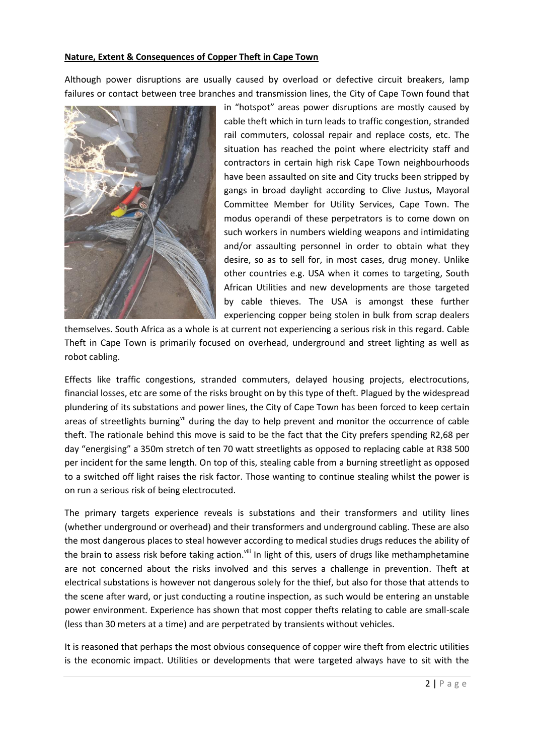**Nature, Extent & Consequences of Copper Theft in Cape Town**

Although power disruptions are usually caused by overload or defective circuit breakers, lamp failures or contact between tree branches and transmission lines, the City of Cape Town found that in "hotspot" areas power disruptions are mostly caused by cable theft which in turn leads to traffic congestion, stranded rail commuters, colossal repair and replace costs, etc. The situation has reached the point where electricity staff and contractors in certain high risk Cape Town neighbourhoods have been assaulted on site and City trucks been stripped by gangs in broad daylight according to Clive Justus, Mayoral Committee Member for Utility Services, Cape Town. The modus operandi of these perpetrators is to come down on such workers in numbers wielding weapons and intimidating and/or assaulting personnel in order to obtain what they desire, so as to sell for, in most cases, drug money. Unlike other countries e.g. USA when it comes to targeting, South African Utilities and new developments are those targeted by cable thieves. The USA is amongst these further experiencing copper being stolen in bulk from scrap dealers themselves. South Africa as a whole is at current not experiencing a serious risk in this regard. Cable Theft in Cape Town is primarily focused on overhead, underground and street lighting as well as robot cabling.

Effects like traffic congestions, stranded commuters, delayed housing projects, electrocutions, financial losses, etc are some of the risks brought on by this type of theft. Plagued by the widespread plundering of its substations and power lines, the City of Cape Town has been forced to keep certain areas of streetlights burning[vii] during the day to help prevent and monitor the occurrence of cable theft. The rationale behind this move is said to be the fact that the City prefers spending R2,68 per day "energising" a 350m stretch of ten 70 watt streetlights as opposed to replacing cable at R38 500 per incident for the same length. On top of this, stealing cable from a burning streetlight as opposed to a switched off light raises the risk factor. Those wanting to continue stealing whilst the power is on run a serious risk of being electrocuted.

The primary targets experience reveals is substations and their transformers and utility lines (whether underground or overhead) and their transformers and underground cabling. These are also the most dangerous places to steal however according to medical studies drugs reduces the ability of the brain to assess risk before taking action.[viii] In light of this, users of drugs like methamphetamine are not concerned about the risks involved and this serves a challenge in prevention. Theft at electrical substations is however not dangerous solely for the thief, but also for those that attends to the scene after ward, or just conducting a routine inspection, as such would be entering an unstable power environment. Experience has shown that most copper thefts relating to cable are small-scale (less than 30 meters at a time) and are perpetrated by transients without vehicles.

It is reasoned that perhaps the most obvious consequence of copper wire theft from electric utilities is the economic impact. Utilities or developments that were targeted always have to sit with the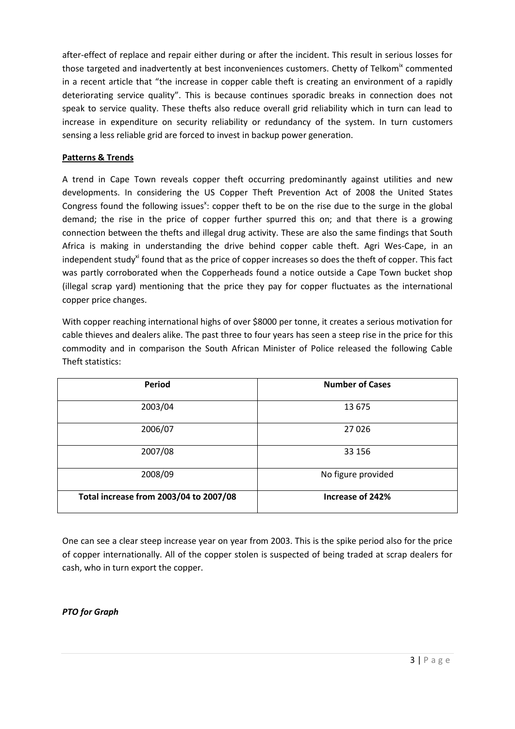after-effect of replace and repair either during or after the incident. This result in serious losses for those targeted and inadvertently at best inconveniences customers. Chetty of Telkom[ix] commented in a recent article that "the increase in copper cable theft is creating an environment of a rapidly deteriorating service quality". This is because continues sporadic breaks in connection does not speak to service quality. These thefts also reduce overall grid reliability which in turn can lead to increase in expenditure on security reliability or redundancy of the system. In turn customers sensing a less reliable grid are forced to invest in backup power generation.

**Patterns & Trends**

A trend in Cape Town reveals copper theft occurring predominantly against utilities and new developments. In considering the US Copper Theft Prevention Act of 2008 the United States Congress found the following issues[x]: copper theft to be on the rise due to the surge in the global demand; the rise in the price of copper further spurred this on; and that there is a growing connection between the thefts and illegal drug activity. These are also the same findings that South Africa is making in understanding the drive behind copper cable theft. Agri Wes-Cape, in an independent study[xi] found that as the price of copper increases so does the theft of copper. This fact was partly corroborated when the Copperheads found a notice outside a Cape Town bucket shop (illegal scrap yard) mentioning that the price they pay for copper fluctuates as the international copper price changes.

With copper reaching international highs of over $8000 per tonne, it creates a serious motivation for cable thieves and dealers alike. The past three to four years has seen a steep rise in the price for this commodity and in comparison the South African Minister of Police released the following Cable Theft statistics:

| Period | Number of Cases |
|---|---|
| 2003/04 | 13 675 |
| 2006/07 | 27 026 |
| 2007/08 | 33 156 |
| 2008/09 | No figure provided |
| **Total increase from 2003/04 to 2007/08** | **Increase of 242%** |

One can see a clear steep increase year on year from 2003. This is the spike period also for the price of copper internationally. All of the copper stolen is suspected of being traded at scrap dealers for cash, who in turn export the copper.

***PTO for Graph***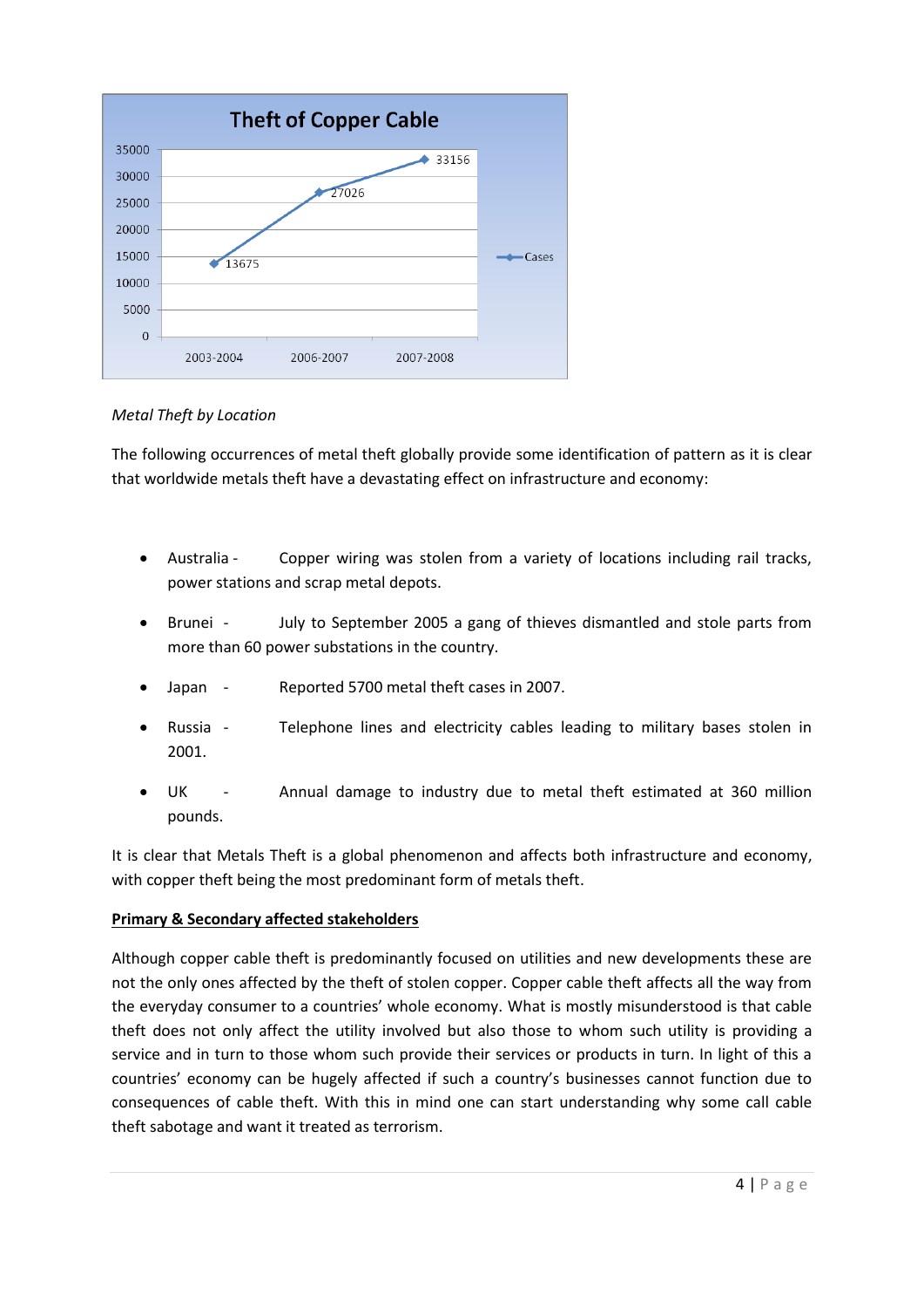**Theft of Copper Cable**

| Period | Cases |
| --- | --- |
| 2003-2004 | 13675 |
| 2006-2007 | 27026 |
| 2007-2008 | 33156 |

*Metal Theft by Location*

The following occurrences of metal theft globally provide some identification of pattern as it is clear that worldwide metals theft have a devastating effect on infrastructure and economy:

- Australia - Copper wiring was stolen from a variety of locations including rail tracks, power stations and scrap metal depots.
- Brunei - July to September 2005 a gang of thieves dismantled and stole parts from more than 60 power substations in the country.
- Japan - Reported 5700 metal theft cases in 2007.
- Russia - Telephone lines and electricity cables leading to military bases stolen in 2001.
- UK - Annual damage to industry due to metal theft estimated at 360 million pounds.

It is clear that Metals Theft is a global phenomenon and affects both infrastructure and economy, with copper theft being the most predominant form of metals theft.

**Primary & Secondary affected stakeholders**

Although copper cable theft is predominantly focused on utilities and new developments these are not the only ones affected by the theft of stolen copper. Copper cable theft affects all the way from the everyday consumer to a countries' whole economy. What is mostly misunderstood is that cable theft does not only affect the utility involved but also those to whom such utility is providing a service and in turn to those whom such provide their services or products in turn. In light of this a countries' economy can be hugely affected if such a country's businesses cannot function due to consequences of cable theft. With this in mind one can start understanding why some call cable theft sabotage and want it treated as terrorism.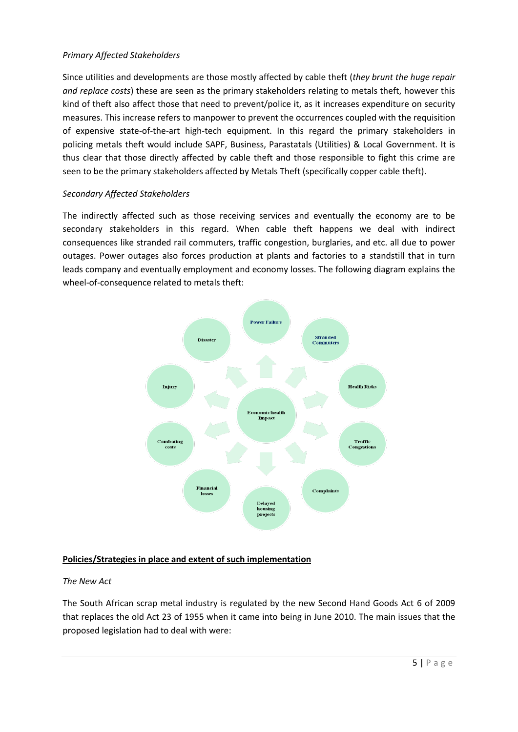*Primary Affected Stakeholders*

Since utilities and developments are those mostly affected by cable theft (*they brunt the huge repair and replace costs*) these are seen as the primary stakeholders relating to metals theft, however this kind of theft also affect those that need to prevent/police it, as it increases expenditure on security measures. This increase refers to manpower to prevent the occurrences coupled with the requisition of expensive state-of-the-art high-tech equipment. In this regard the primary stakeholders in policing metals theft would include SAPF, Business, Parastatals (Utilities) & Local Government. It is thus clear that those directly affected by cable theft and those responsible to fight this crime are seen to be the primary stakeholders affected by Metals Theft (specifically copper cable theft).

*Secondary Affected Stakeholders*

The indirectly affected such as those receiving services and eventually the economy are to be secondary stakeholders in this regard. When cable theft happens we deal with indirect consequences like stranded rail commuters, traffic congestion, burglaries, and etc. all due to power outages. Power outages also forces production at plants and factories to a standstill that in turn leads company and eventually employment and economy losses. The following diagram explains the wheel-of-consequence related to metals theft:

Economic/health Impact

Power Failure · Stranded Commuters · Health Risks · Traffic Congestions · Complaints · Delayed housing projects · Financial losses · Combating costs · Injury · Disaster

**Policies/Strategies in place and extent of such implementation**

*The New Act*

The South African scrap metal industry is regulated by the new Second Hand Goods Act 6 of 2009 that replaces the old Act 23 of 1955 when it came into being in June 2010. The main issues that the proposed legislation had to deal with were: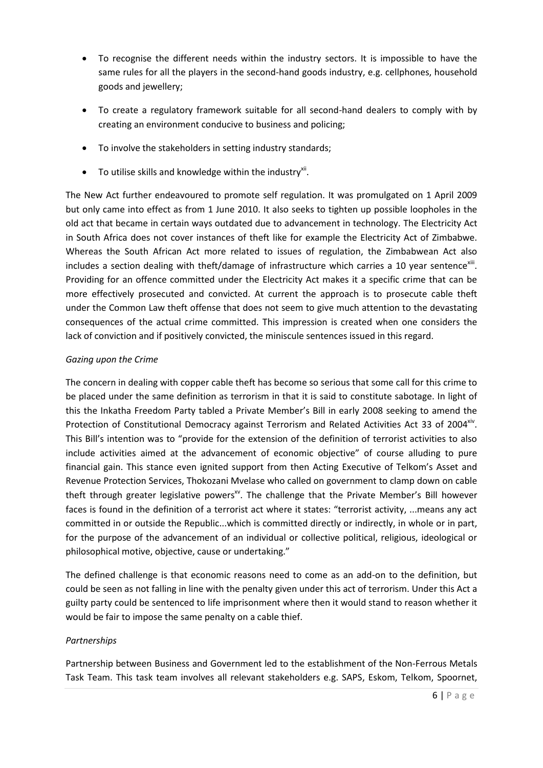- To recognise the different needs within the industry sectors. It is impossible to have the same rules for all the players in the second-hand goods industry, e.g. cellphones, household goods and jewellery;
- To create a regulatory framework suitable for all second-hand dealers to comply with by creating an environment conducive to business and policing;
- To involve the stakeholders in setting industry standards;
- To utilise skills and knowledge within the industry[xii].

The New Act further endeavoured to promote self regulation. It was promulgated on 1 April 2009 but only came into effect as from 1 June 2010. It also seeks to tighten up possible loopholes in the old act that became in certain ways outdated due to advancement in technology. The Electricity Act in South Africa does not cover instances of theft like for example the Electricity Act of Zimbabwe. Whereas the South African Act more related to issues of regulation, the Zimbabwean Act also includes a section dealing with theft/damage of infrastructure which carries a 10 year sentence[xiii]. Providing for an offence committed under the Electricity Act makes it a specific crime that can be more effectively prosecuted and convicted. At current the approach is to prosecute cable theft under the Common Law theft offense that does not seem to give much attention to the devastating consequences of the actual crime committed. This impression is created when one considers the lack of conviction and if positively convicted, the miniscule sentences issued in this regard.

*Gazing upon the Crime*

The concern in dealing with copper cable theft has become so serious that some call for this crime to be placed under the same definition as terrorism in that it is said to constitute sabotage. In light of this the Inkatha Freedom Party tabled a Private Member's Bill in early 2008 seeking to amend the Protection of Constitutional Democracy against Terrorism and Related Activities Act 33 of 2004[xiv]. This Bill's intention was to "provide for the extension of the definition of terrorist activities to also include activities aimed at the advancement of economic objective" of course alluding to pure financial gain. This stance even ignited support from then Acting Executive of Telkom's Asset and Revenue Protection Services, Thokozani Mvelase who called on government to clamp down on cable theft through greater legislative powers[xv]. The challenge that the Private Member's Bill however faces is found in the definition of a terrorist act where it states: "terrorist activity, ...means any act committed in or outside the Republic...which is committed directly or indirectly, in whole or in part, for the purpose of the advancement of an individual or collective political, religious, ideological or philosophical motive, objective, cause or undertaking."

The defined challenge is that economic reasons need to come as an add-on to the definition, but could be seen as not falling in line with the penalty given under this act of terrorism. Under this Act a guilty party could be sentenced to life imprisonment where then it would stand to reason whether it would be fair to impose the same penalty on a cable thief.

*Partnerships*

Partnership between Business and Government led to the establishment of the Non-Ferrous Metals Task Team. This task team involves all relevant stakeholders e.g. SAPS, Eskom, Telkom, Spoornet,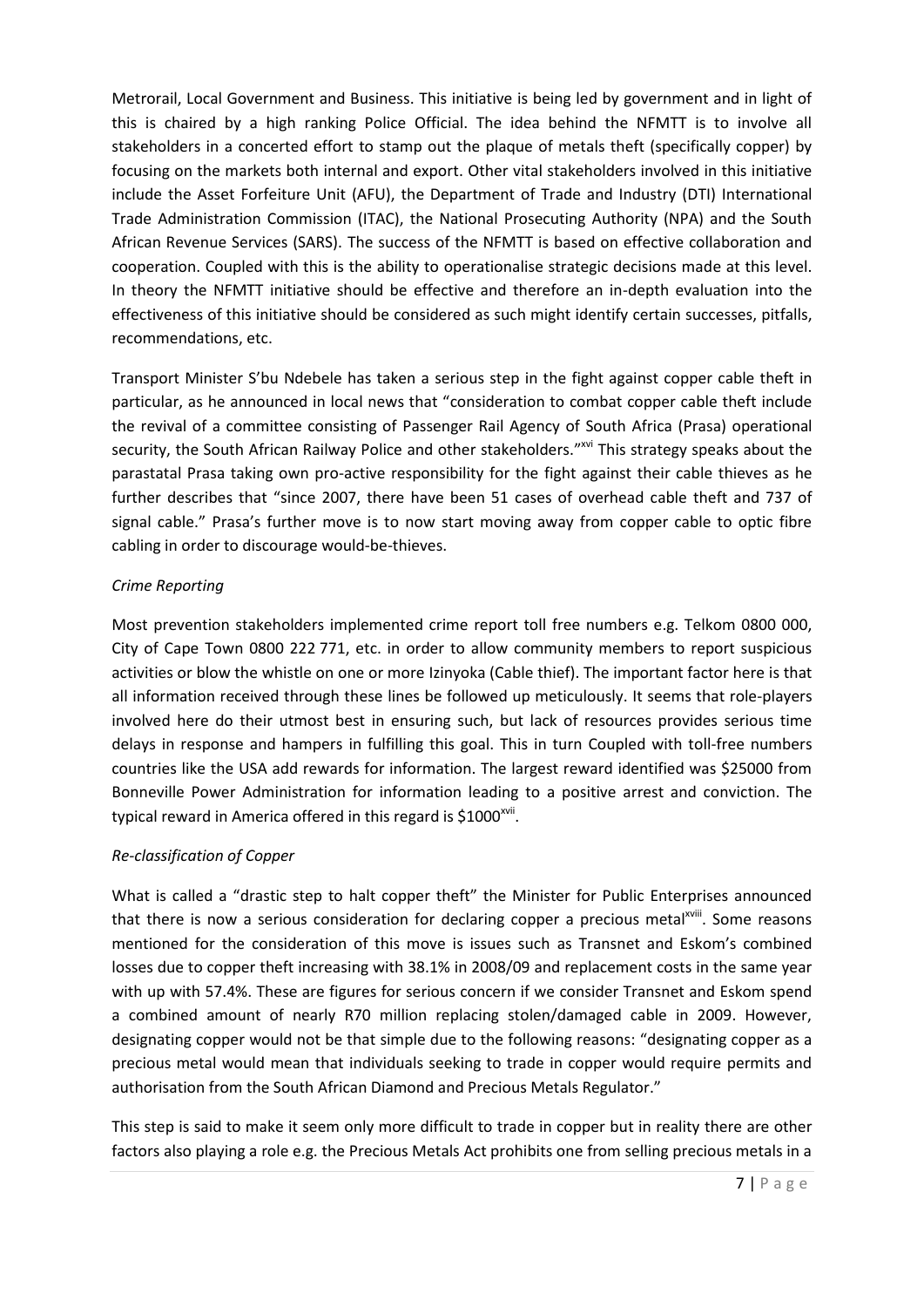Metrorail, Local Government and Business. This initiative is being led by government and in light of this is chaired by a high ranking Police Official. The idea behind the NFMTT is to involve all stakeholders in a concerted effort to stamp out the plaque of metals theft (specifically copper) by focusing on the markets both internal and export. Other vital stakeholders involved in this initiative include the Asset Forfeiture Unit (AFU), the Department of Trade and Industry (DTI) International Trade Administration Commission (ITAC), the National Prosecuting Authority (NPA) and the South African Revenue Services (SARS). The success of the NFMTT is based on effective collaboration and cooperation. Coupled with this is the ability to operationalise strategic decisions made at this level. In theory the NFMTT initiative should be effective and therefore an in-depth evaluation into the effectiveness of this initiative should be considered as such might identify certain successes, pitfalls, recommendations, etc.

Transport Minister S'bu Ndebele has taken a serious step in the fight against copper cable theft in particular, as he announced in local news that "consideration to combat copper cable theft include the revival of a committee consisting of Passenger Rail Agency of South Africa (Prasa) operational security, the South African Railway Police and other stakeholders."[xvi] This strategy speaks about the parastatal Prasa taking own pro-active responsibility for the fight against their cable thieves as he further describes that "since 2007, there have been 51 cases of overhead cable theft and 737 of signal cable." Prasa's further move is to now start moving away from copper cable to optic fibre cabling in order to discourage would-be-thieves.

*Crime Reporting*

Most prevention stakeholders implemented crime report toll free numbers e.g. Telkom 0800 000, City of Cape Town 0800 222 771, etc. in order to allow community members to report suspicious activities or blow the whistle on one or more Izinyoka (Cable thief). The important factor here is that all information received through these lines be followed up meticulously. It seems that role-players involved here do their utmost best in ensuring such, but lack of resources provides serious time delays in response and hampers in fulfilling this goal. This in turn Coupled with toll-free numbers countries like the USA add rewards for information. The largest reward identified was $25000 from Bonneville Power Administration for information leading to a positive arrest and conviction. The typical reward in America offered in this regard is $1000[xvii].

*Re-classification of Copper*

What is called a "drastic step to halt copper theft" the Minister for Public Enterprises announced that there is now a serious consideration for declaring copper a precious metal[xviii]. Some reasons mentioned for the consideration of this move is issues such as Transnet and Eskom's combined losses due to copper theft increasing with 38.1% in 2008/09 and replacement costs in the same year with up with 57.4%. These are figures for serious concern if we consider Transnet and Eskom spend a combined amount of nearly R70 million replacing stolen/damaged cable in 2009. However, designating copper would not be that simple due to the following reasons: "designating copper as a precious metal would mean that individuals seeking to trade in copper would require permits and authorisation from the South African Diamond and Precious Metals Regulator."

This step is said to make it seem only more difficult to trade in copper but in reality there are other factors also playing a role e.g. the Precious Metals Act prohibits one from selling precious metals in a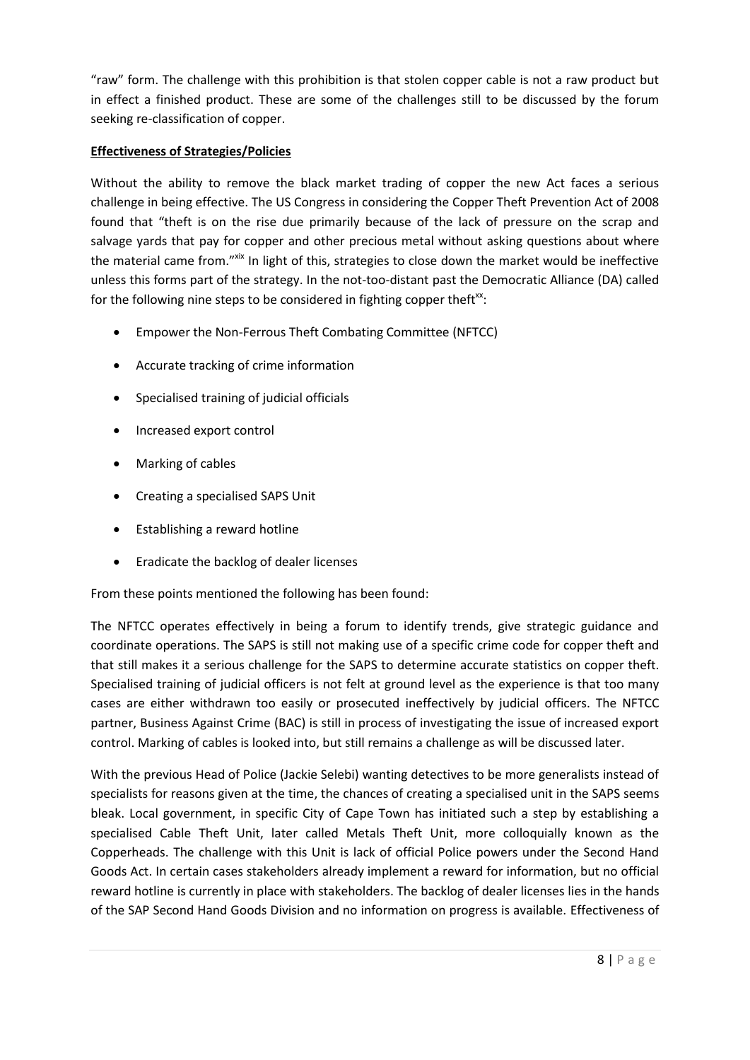“raw” form. The challenge with this prohibition is that stolen copper cable is not a raw product but in effect a finished product. These are some of the challenges still to be discussed by the forum seeking re-classification of copper.

**Effectiveness of Strategies/Policies**

Without the ability to remove the black market trading of copper the new Act faces a serious challenge in being effective. The US Congress in considering the Copper Theft Prevention Act of 2008 found that “theft is on the rise due primarily because of the lack of pressure on the scrap and salvage yards that pay for copper and other precious metal without asking questions about where the material came from.”[xix] In light of this, strategies to close down the market would be ineffective unless this forms part of the strategy. In the not-too-distant past the Democratic Alliance (DA) called for the following nine steps to be considered in fighting copper theft[xx]:

- Empower the Non-Ferrous Theft Combating Committee (NFTCC)
- Accurate tracking of crime information
- Specialised training of judicial officials
- Increased export control
- Marking of cables
- Creating a specialised SAPS Unit
- Establishing a reward hotline
- Eradicate the backlog of dealer licenses

From these points mentioned the following has been found:

The NFTCC operates effectively in being a forum to identify trends, give strategic guidance and coordinate operations. The SAPS is still not making use of a specific crime code for copper theft and that still makes it a serious challenge for the SAPS to determine accurate statistics on copper theft. Specialised training of judicial officers is not felt at ground level as the experience is that too many cases are either withdrawn too easily or prosecuted ineffectively by judicial officers. The NFTCC partner, Business Against Crime (BAC) is still in process of investigating the issue of increased export control. Marking of cables is looked into, but still remains a challenge as will be discussed later.

With the previous Head of Police (Jackie Selebi) wanting detectives to be more generalists instead of specialists for reasons given at the time, the chances of creating a specialised unit in the SAPS seems bleak. Local government, in specific City of Cape Town has initiated such a step by establishing a specialised Cable Theft Unit, later called Metals Theft Unit, more colloquially known as the Copperheads. The challenge with this Unit is lack of official Police powers under the Second Hand Goods Act. In certain cases stakeholders already implement a reward for information, but no official reward hotline is currently in place with stakeholders. The backlog of dealer licenses lies in the hands of the SAP Second Hand Goods Division and no information on progress is available. Effectiveness of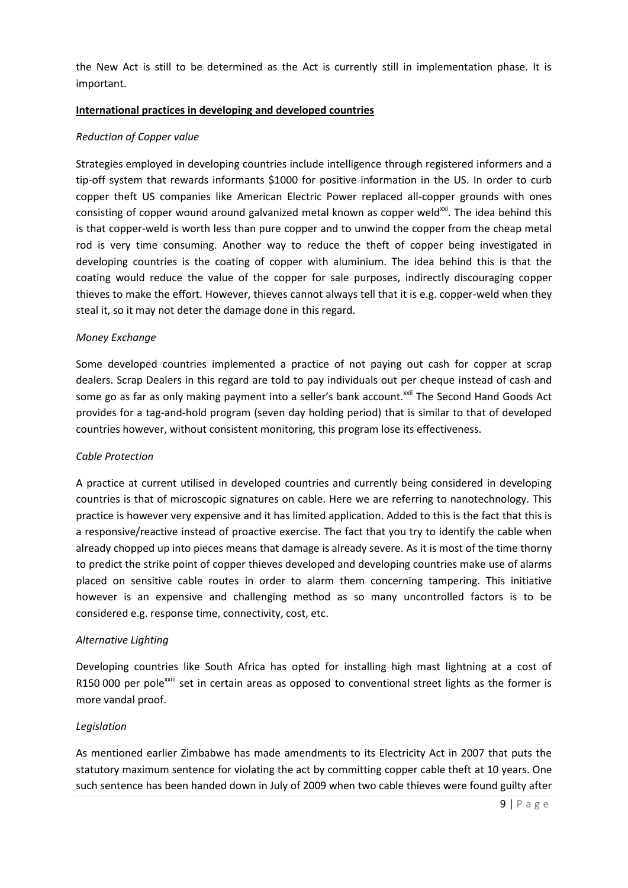the New Act is still to be determined as the Act is currently still in implementation phase. It is important.

**International practices in developing and developed countries**

*Reduction of Copper value*

Strategies employed in developing countries include intelligence through registered informers and a tip-off system that rewards informants $1000 for positive information in the US. In order to curb copper theft US companies like American Electric Power replaced all-copper grounds with ones consisting of copper wound around galvanized metal known as copper weld[xxi]. The idea behind this is that copper-weld is worth less than pure copper and to unwind the copper from the cheap metal rod is very time consuming. Another way to reduce the theft of copper being investigated in developing countries is the coating of copper with aluminium. The idea behind this is that the coating would reduce the value of the copper for sale purposes, indirectly discouraging copper thieves to make the effort. However, thieves cannot always tell that it is e.g. copper-weld when they steal it, so it may not deter the damage done in this regard.

*Money Exchange*

Some developed countries implemented a practice of not paying out cash for copper at scrap dealers. Scrap Dealers in this regard are told to pay individuals out per cheque instead of cash and some go as far as only making payment into a seller's bank account.[xxii] The Second Hand Goods Act provides for a tag-and-hold program (seven day holding period) that is similar to that of developed countries however, without consistent monitoring, this program lose its effectiveness.

*Cable Protection*

A practice at current utilised in developed countries and currently being considered in developing countries is that of microscopic signatures on cable. Here we are referring to nanotechnology. This practice is however very expensive and it has limited application. Added to this is the fact that this is a responsive/reactive instead of proactive exercise. The fact that you try to identify the cable when already chopped up into pieces means that damage is already severe. As it is most of the time thorny to predict the strike point of copper thieves developed and developing countries make use of alarms placed on sensitive cable routes in order to alarm them concerning tampering. This initiative however is an expensive and challenging method as so many uncontrolled factors is to be considered e.g. response time, connectivity, cost, etc.

*Alternative Lighting*

Developing countries like South Africa has opted for installing high mast lightning at a cost of R150 000 per pole[xxiii] set in certain areas as opposed to conventional street lights as the former is more vandal proof.

*Legislation*

As mentioned earlier Zimbabwe has made amendments to its Electricity Act in 2007 that puts the statutory maximum sentence for violating the act by committing copper cable theft at 10 years. One such sentence has been handed down in July of 2009 when two cable thieves were found guilty after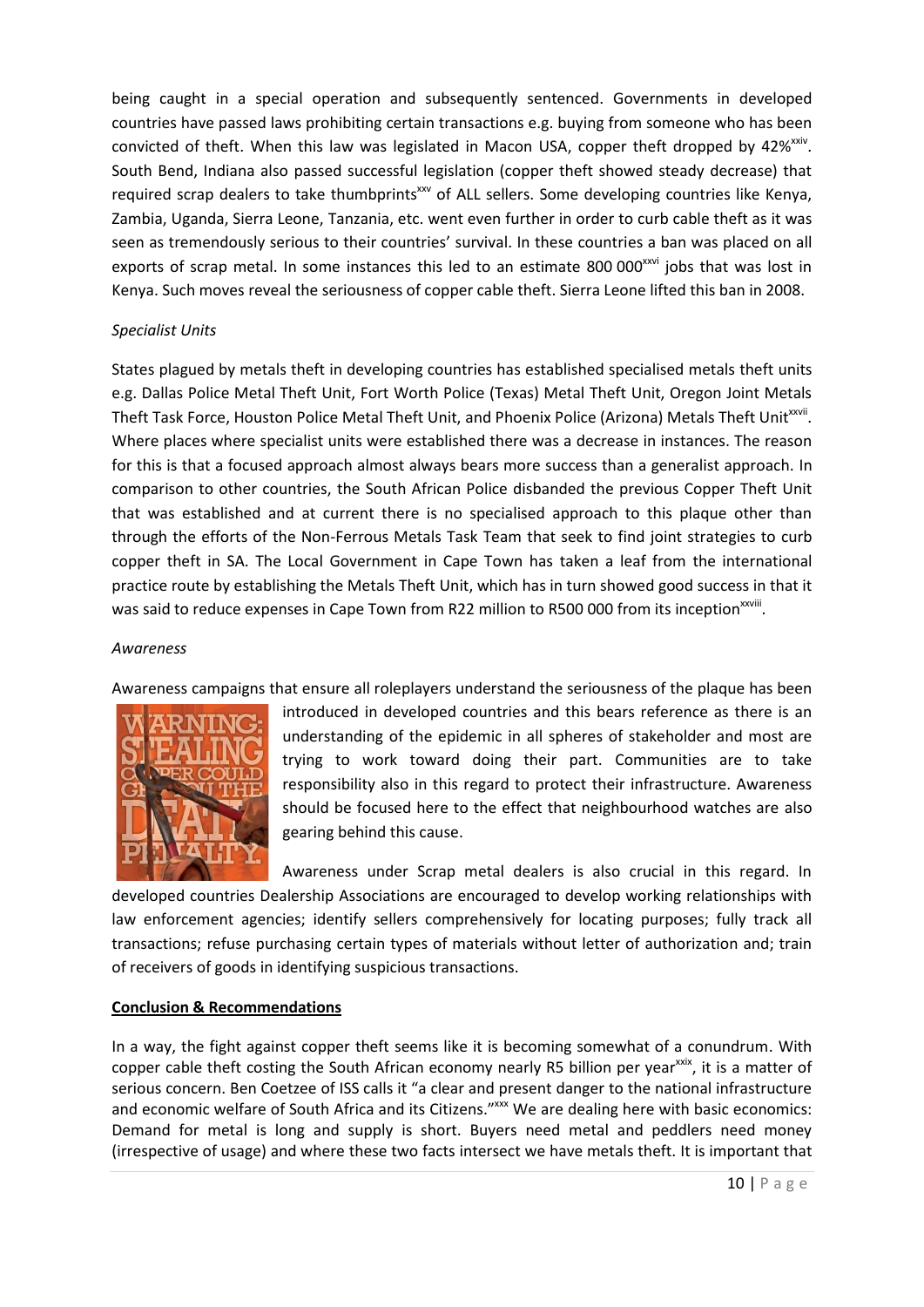being caught in a special operation and subsequently sentenced. Governments in developed countries have passed laws prohibiting certain transactions e.g. buying from someone who has been convicted of theft. When this law was legislated in Macon USA, copper theft dropped by 42%[xxiv]. South Bend, Indiana also passed successful legislation (copper theft showed steady decrease) that required scrap dealers to take thumbprints[xxv] of ALL sellers. Some developing countries like Kenya, Zambia, Uganda, Sierra Leone, Tanzania, etc. went even further in order to curb cable theft as it was seen as tremendously serious to their countries' survival. In these countries a ban was placed on all exports of scrap metal. In some instances this led to an estimate 800 000[xxvi] jobs that was lost in Kenya. Such moves reveal the seriousness of copper cable theft. Sierra Leone lifted this ban in 2008.

*Specialist Units*

States plagued by metals theft in developing countries has established specialised metals theft units e.g. Dallas Police Metal Theft Unit, Fort Worth Police (Texas) Metal Theft Unit, Oregon Joint Metals Theft Task Force, Houston Police Metal Theft Unit, and Phoenix Police (Arizona) Metals Theft Unit[xxvii]. Where places where specialist units were established there was a decrease in instances. The reason for this is that a focused approach almost always bears more success than a generalist approach. In comparison to other countries, the South African Police disbanded the previous Copper Theft Unit that was established and at current there is no specialised approach to this plaque other than through the efforts of the Non-Ferrous Metals Task Team that seek to find joint strategies to curb copper theft in SA. The Local Government in Cape Town has taken a leaf from the international practice route by establishing the Metals Theft Unit, which has in turn showed good success in that it was said to reduce expenses in Cape Town from R22 million to R500 000 from its inception[xxviii].

*Awareness*

Awareness campaigns that ensure all roleplayers understand the seriousness of the plaque has been introduced in developed countries and this bears reference as there is an understanding of the epidemic in all spheres of stakeholder and most are trying to work toward doing their part. Communities are to take responsibility also in this regard to protect their infrastructure. Awareness should be focused here to the effect that neighbourhood watches are also gearing behind this cause.

Awareness under Scrap metal dealers is also crucial in this regard. In developed countries Dealership Associations are encouraged to develop working relationships with law enforcement agencies; identify sellers comprehensively for locating purposes; fully track all transactions; refuse purchasing certain types of materials without letter of authorization and; train of receivers of goods in identifying suspicious transactions.

**Conclusion & Recommendations**

In a way, the fight against copper theft seems like it is becoming somewhat of a conundrum. With copper cable theft costing the South African economy nearly R5 billion per year[xxix], it is a matter of serious concern. Ben Coetzee of ISS calls it "a clear and present danger to the national infrastructure and economic welfare of South Africa and its Citizens."[xxx] We are dealing here with basic economics: Demand for metal is long and supply is short. Buyers need metal and peddlers need money (irrespective of usage) and where these two facts intersect we have metals theft. It is important that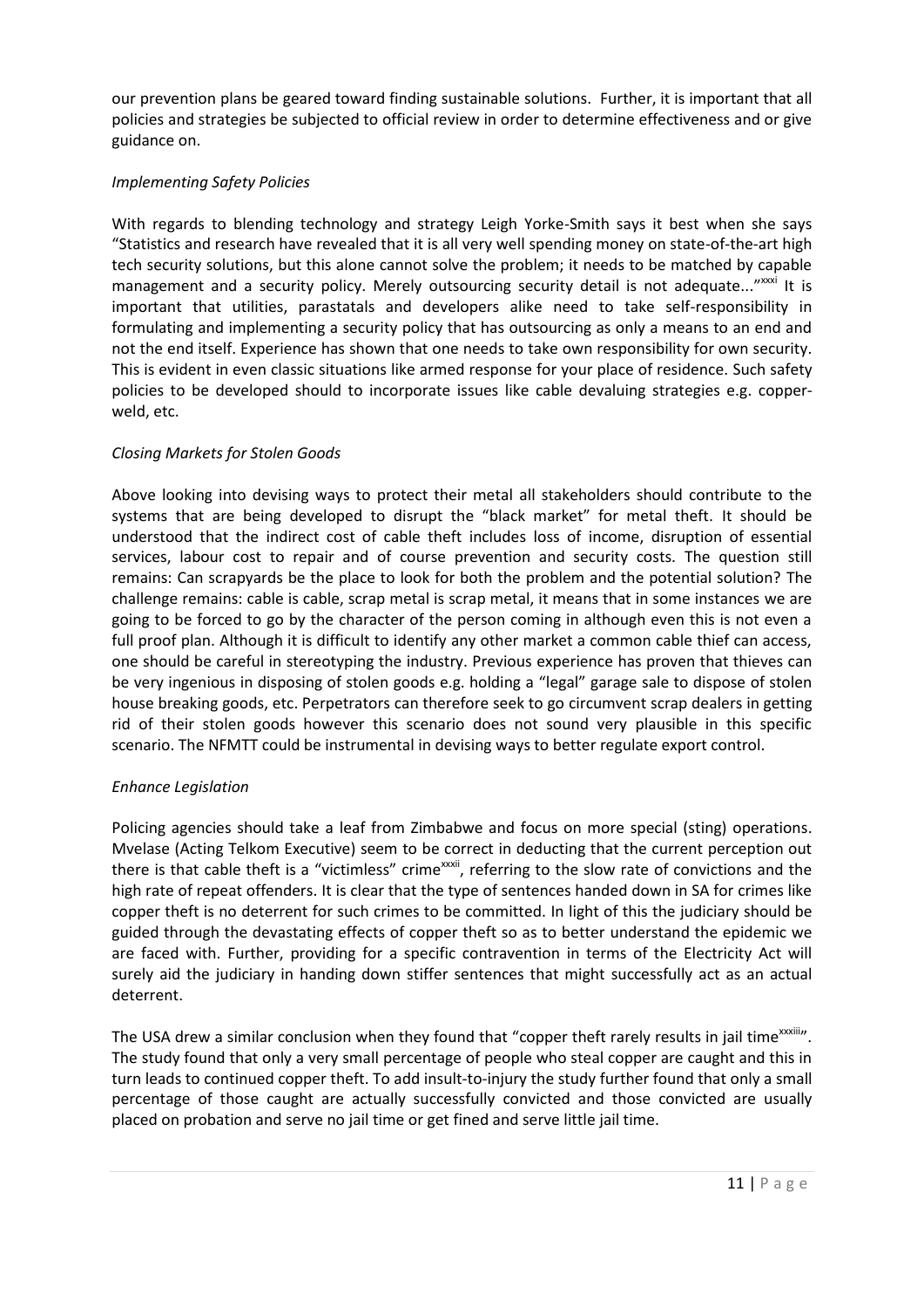our prevention plans be geared toward finding sustainable solutions. Further, it is important that all policies and strategies be subjected to official review in order to determine effectiveness and or give guidance on.

*Implementing Safety Policies*

With regards to blending technology and strategy Leigh Yorke-Smith says it best when she says "Statistics and research have revealed that it is all very well spending money on state-of-the-art high tech security solutions, but this alone cannot solve the problem; it needs to be matched by capable management and a security policy. Merely outsourcing security detail is not adequate..."[xxxi] It is important that utilities, parastatals and developers alike need to take self-responsibility in formulating and implementing a security policy that has outsourcing as only a means to an end and not the end itself. Experience has shown that one needs to take own responsibility for own security. This is evident in even classic situations like armed response for your place of residence. Such safety policies to be developed should to incorporate issues like cable devaluing strategies e.g. copper-weld, etc.

*Closing Markets for Stolen Goods*

Above looking into devising ways to protect their metal all stakeholders should contribute to the systems that are being developed to disrupt the "black market" for metal theft. It should be understood that the indirect cost of cable theft includes loss of income, disruption of essential services, labour cost to repair and of course prevention and security costs. The question still remains: Can scrapyards be the place to look for both the problem and the potential solution? The challenge remains: cable is cable, scrap metal is scrap metal, it means that in some instances we are going to be forced to go by the character of the person coming in although even this is not even a full proof plan. Although it is difficult to identify any other market a common cable thief can access, one should be careful in stereotyping the industry. Previous experience has proven that thieves can be very ingenious in disposing of stolen goods e.g. holding a "legal" garage sale to dispose of stolen house breaking goods, etc. Perpetrators can therefore seek to go circumvent scrap dealers in getting rid of their stolen goods however this scenario does not sound very plausible in this specific scenario. The NFMTT could be instrumental in devising ways to better regulate export control.

*Enhance Legislation*

Policing agencies should take a leaf from Zimbabwe and focus on more special (sting) operations. Mvelase (Acting Telkom Executive) seem to be correct in deducting that the current perception out there is that cable theft is a "victimless" crime[xxxii], referring to the slow rate of convictions and the high rate of repeat offenders. It is clear that the type of sentences handed down in SA for crimes like copper theft is no deterrent for such crimes to be committed. In light of this the judiciary should be guided through the devastating effects of copper theft so as to better understand the epidemic we are faced with. Further, providing for a specific contravention in terms of the Electricity Act will surely aid the judiciary in handing down stiffer sentences that might successfully act as an actual deterrent.

The USA drew a similar conclusion when they found that "copper theft rarely results in jail time[xxxiii]". The study found that only a very small percentage of people who steal copper are caught and this in turn leads to continued copper theft. To add insult-to-injury the study further found that only a small percentage of those caught are actually successfully convicted and those convicted are usually placed on probation and serve no jail time or get fined and serve little jail time.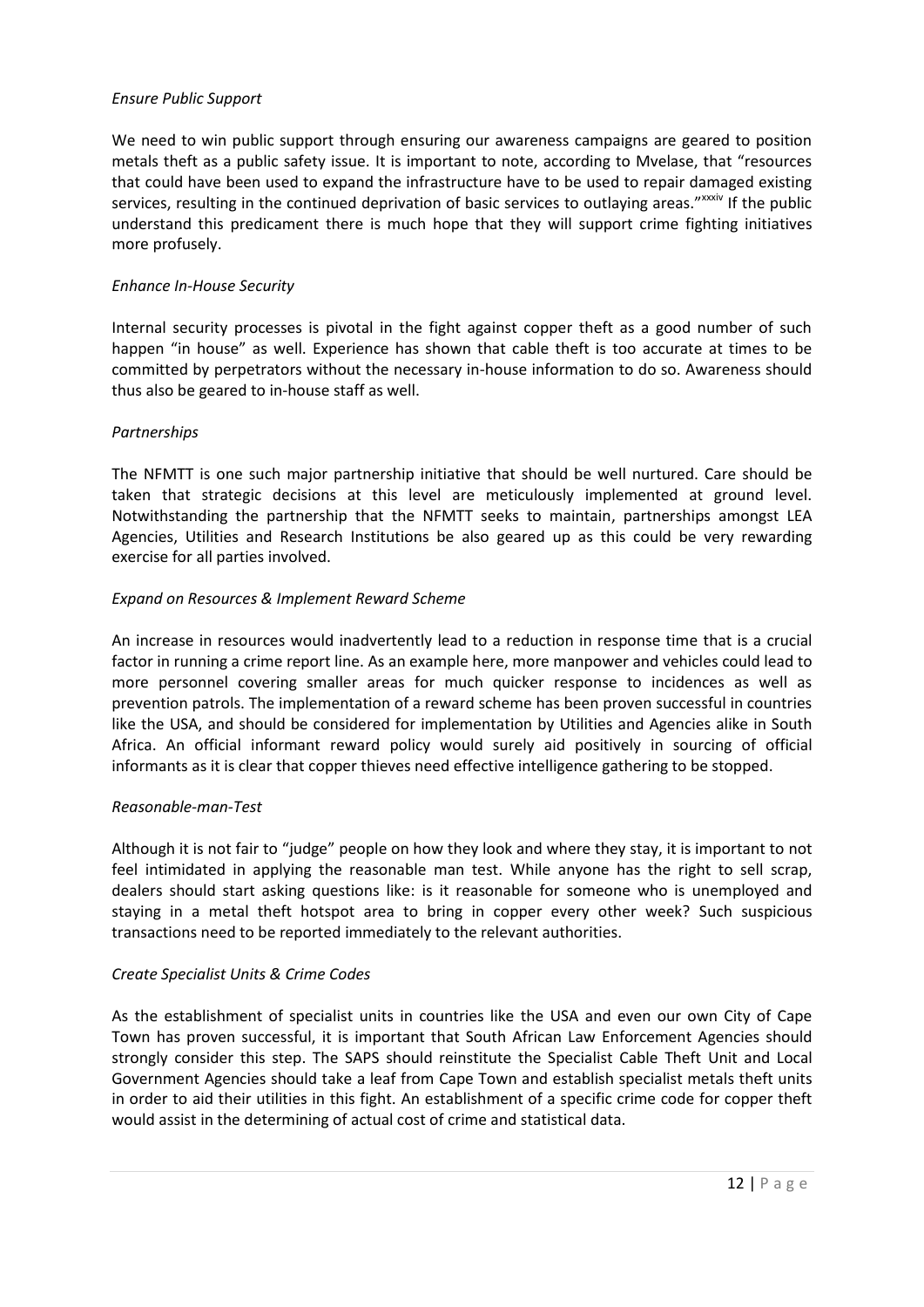*Ensure Public Support*

We need to win public support through ensuring our awareness campaigns are geared to position metals theft as a public safety issue. It is important to note, according to Mvelase, that "resources that could have been used to expand the infrastructure have to be used to repair damaged existing services, resulting in the continued deprivation of basic services to outlaying areas."[xxxiv] If the public understand this predicament there is much hope that they will support crime fighting initiatives more profusely.

*Enhance In-House Security*

Internal security processes is pivotal in the fight against copper theft as a good number of such happen "in house" as well. Experience has shown that cable theft is too accurate at times to be committed by perpetrators without the necessary in-house information to do so. Awareness should thus also be geared to in-house staff as well.

*Partnerships*

The NFMTT is one such major partnership initiative that should be well nurtured. Care should be taken that strategic decisions at this level are meticulously implemented at ground level. Notwithstanding the partnership that the NFMTT seeks to maintain, partnerships amongst LEA Agencies, Utilities and Research Institutions be also geared up as this could be very rewarding exercise for all parties involved.

*Expand on Resources & Implement Reward Scheme*

An increase in resources would inadvertently lead to a reduction in response time that is a crucial factor in running a crime report line. As an example here, more manpower and vehicles could lead to more personnel covering smaller areas for much quicker response to incidences as well as prevention patrols. The implementation of a reward scheme has been proven successful in countries like the USA, and should be considered for implementation by Utilities and Agencies alike in South Africa. An official informant reward policy would surely aid positively in sourcing of official informants as it is clear that copper thieves need effective intelligence gathering to be stopped.

*Reasonable-man-Test*

Although it is not fair to "judge" people on how they look and where they stay, it is important to not feel intimidated in applying the reasonable man test. While anyone has the right to sell scrap, dealers should start asking questions like: is it reasonable for someone who is unemployed and staying in a metal theft hotspot area to bring in copper every other week? Such suspicious transactions need to be reported immediately to the relevant authorities.

*Create Specialist Units & Crime Codes*

As the establishment of specialist units in countries like the USA and even our own City of Cape Town has proven successful, it is important that South African Law Enforcement Agencies should strongly consider this step. The SAPS should reinstitute the Specialist Cable Theft Unit and Local Government Agencies should take a leaf from Cape Town and establish specialist metals theft units in order to aid their utilities in this fight. An establishment of a specific crime code for copper theft would assist in the determining of actual cost of crime and statistical data.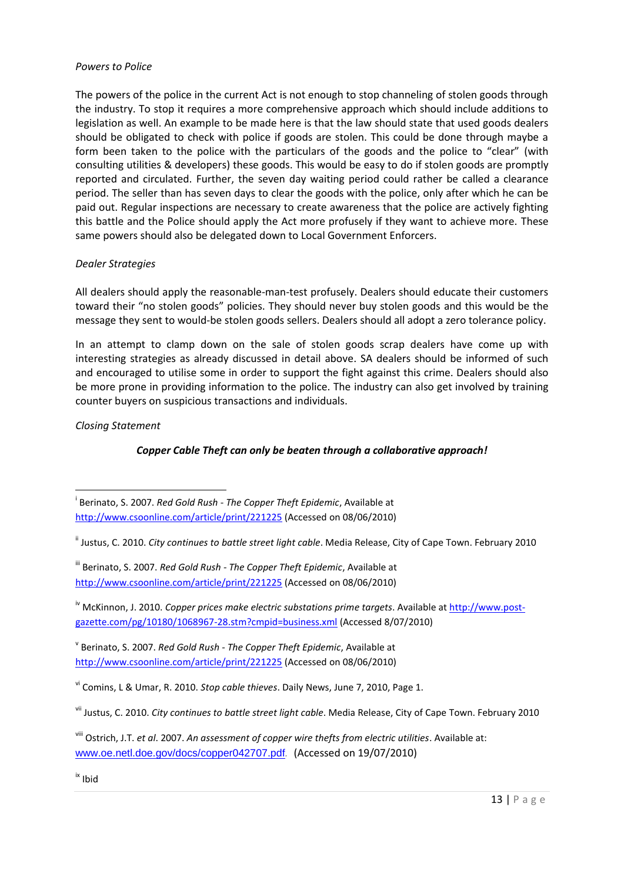*Powers to Police*

The powers of the police in the current Act is not enough to stop channeling of stolen goods through the industry. To stop it requires a more comprehensive approach which should include additions to legislation as well. An example to be made here is that the law should state that used goods dealers should be obligated to check with police if goods are stolen. This could be done through maybe a form been taken to the police with the particulars of the goods and the police to "clear" (with consulting utilities & developers) these goods. This would be easy to do if stolen goods are promptly reported and circulated. Further, the seven day waiting period could rather be called a clearance period. The seller than has seven days to clear the goods with the police, only after which he can be paid out. Regular inspections are necessary to create awareness that the police are actively fighting this battle and the Police should apply the Act more profusely if they want to achieve more. These same powers should also be delegated down to Local Government Enforcers.

*Dealer Strategies*

All dealers should apply the reasonable-man-test profusely. Dealers should educate their customers toward their "no stolen goods" policies. They should never buy stolen goods and this would be the message they sent to would-be stolen goods sellers. Dealers should all adopt a zero tolerance policy.

In an attempt to clamp down on the sale of stolen goods scrap dealers have come up with interesting strategies as already discussed in detail above. SA dealers should be informed of such and encouraged to utilise some in order to support the fight against this crime. Dealers should also be more prone in providing information to the police. The industry can also get involved by training counter buyers on suspicious transactions and individuals.

*Closing Statement*

***Copper Cable Theft can only be beaten through a collaborative approach!***

---

[i] Berinato, S. 2007. *Red Gold Rush - The Copper Theft Epidemic*, Available at http://www.csoonline.com/article/print/221225 (Accessed on 08/06/2010)

[ii] Justus, C. 2010. *City continues to battle street light cable*. Media Release, City of Cape Town. February 2010

[iii] Berinato, S. 2007. *Red Gold Rush - The Copper Theft Epidemic*, Available at http://www.csoonline.com/article/print/221225 (Accessed on 08/06/2010)

[iv] McKinnon, J. 2010. *Copper prices make electric substations prime targets*. Available at http://www.post-gazette.com/pg/10180/1068967-28.stm?cmpid=business.xml (Accessed 8/07/2010)

[v] Berinato, S. 2007. *Red Gold Rush - The Copper Theft Epidemic*, Available at http://www.csoonline.com/article/print/221225 (Accessed on 08/06/2010)

[vi] Comins, L & Umar, R. 2010. *Stop cable thieves*. Daily News, June 7, 2010, Page 1.

[vii] Justus, C. 2010. *City continues to battle street light cable*. Media Release, City of Cape Town. February 2010

[viii] Ostrich, J.T. *et al*. 2007. *An assessment of copper wire thefts from electric utilities*. Available at: www.oe.netl.doe.gov/docs/copper042707.pdf. (Accessed on 19/07/2010)

[ix] Ibid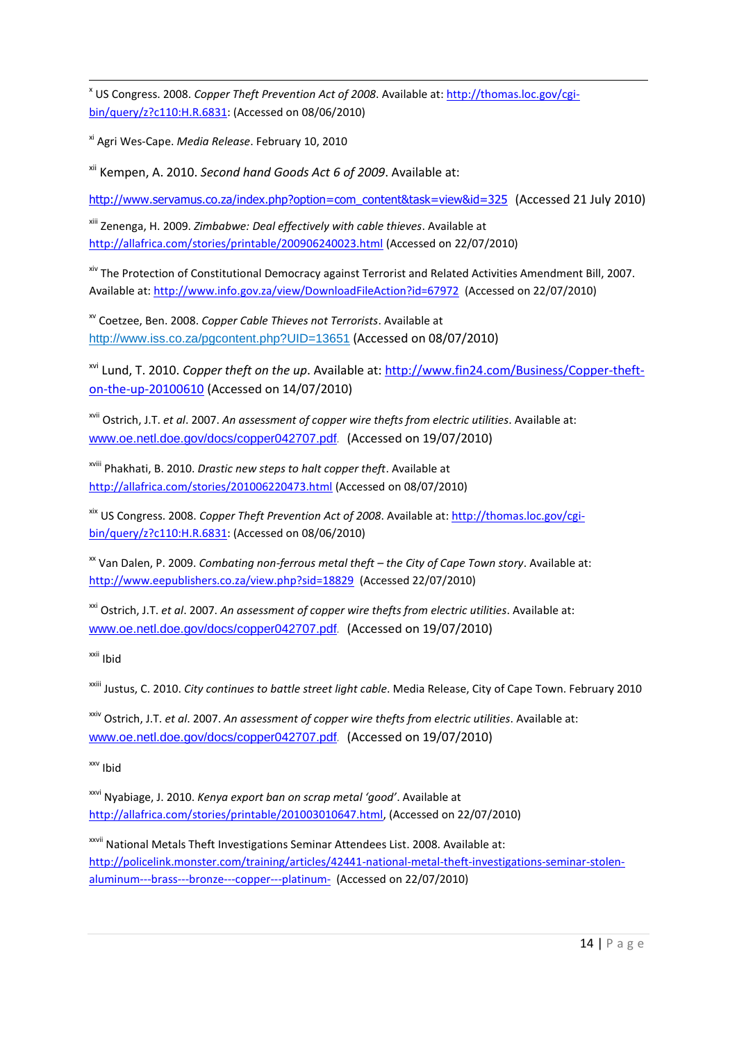[x] US Congress. 2008. *Copper Theft Prevention Act of 2008*. Available at: http://thomas.loc.gov/cgi-bin/query/z?c110:H.R.6831: (Accessed on 08/06/2010)

[xi] Agri Wes-Cape. *Media Release*. February 10, 2010

[xii] Kempen, A. 2010. *Second hand Goods Act 6 of 2009*. Available at: http://www.servamus.co.za/index.php?option=com_content&task=view&id=325 (Accessed 21 July 2010)

[xiii] Zenenga, H. 2009. *Zimbabwe: Deal effectively with cable thieves*. Available at http://allafrica.com/stories/printable/200906240023.html (Accessed on 22/07/2010)

[xiv] The Protection of Constitutional Democracy against Terrorist and Related Activities Amendment Bill, 2007. Available at: http://www.info.gov.za/view/DownloadFileAction?id=67972 (Accessed on 22/07/2010)

[xv] Coetzee, Ben. 2008. *Copper Cable Thieves not Terrorists*. Available at http://www.iss.co.za/pgcontent.php?UID=13651 (Accessed on 08/07/2010)

[xvi] Lund, T. 2010. *Copper theft on the up*. Available at: http://www.fin24.com/Business/Copper-theft-on-the-up-20100610 (Accessed on 14/07/2010)

[xvii] Ostrich, J.T. *et al*. 2007. *An assessment of copper wire thefts from electric utilities*. Available at: www.oe.netl.doe.gov/docs/copper042707.pdf. (Accessed on 19/07/2010)

[xviii] Phakhati, B. 2010. *Drastic new steps to halt copper theft*. Available at http://allafrica.com/stories/201006220473.html (Accessed on 08/07/2010)

[xix] US Congress. 2008. *Copper Theft Prevention Act of 2008*. Available at: http://thomas.loc.gov/cgi-bin/query/z?c110:H.R.6831: (Accessed on 08/06/2010)

[xx] Van Dalen, P. 2009. *Combating non-ferrous metal theft – the City of Cape Town story*. Available at: http://www.eepublishers.co.za/view.php?sid=18829 (Accessed 22/07/2010)

[xxi] Ostrich, J.T. *et al*. 2007. *An assessment of copper wire thefts from electric utilities*. Available at: www.oe.netl.doe.gov/docs/copper042707.pdf. (Accessed on 19/07/2010)

[xxii] Ibid

[xxiii] Justus, C. 2010. *City continues to battle street light cable*. Media Release, City of Cape Town. February 2010

[xxiv] Ostrich, J.T. *et al*. 2007. *An assessment of copper wire thefts from electric utilities*. Available at: www.oe.netl.doe.gov/docs/copper042707.pdf. (Accessed on 19/07/2010)

[xxv] Ibid

[xxvi] Nyabiage, J. 2010. *Kenya export ban on scrap metal 'good'*. Available at http://allafrica.com/stories/printable/201003010647.html, (Accessed on 22/07/2010)

[xxvii] National Metals Theft Investigations Seminar Attendees List. 2008. Available at: http://policelink.monster.com/training/articles/42441-national-metal-theft-investigations-seminar-stolen-aluminum---brass---bronze---copper---platinum- (Accessed on 22/07/2010)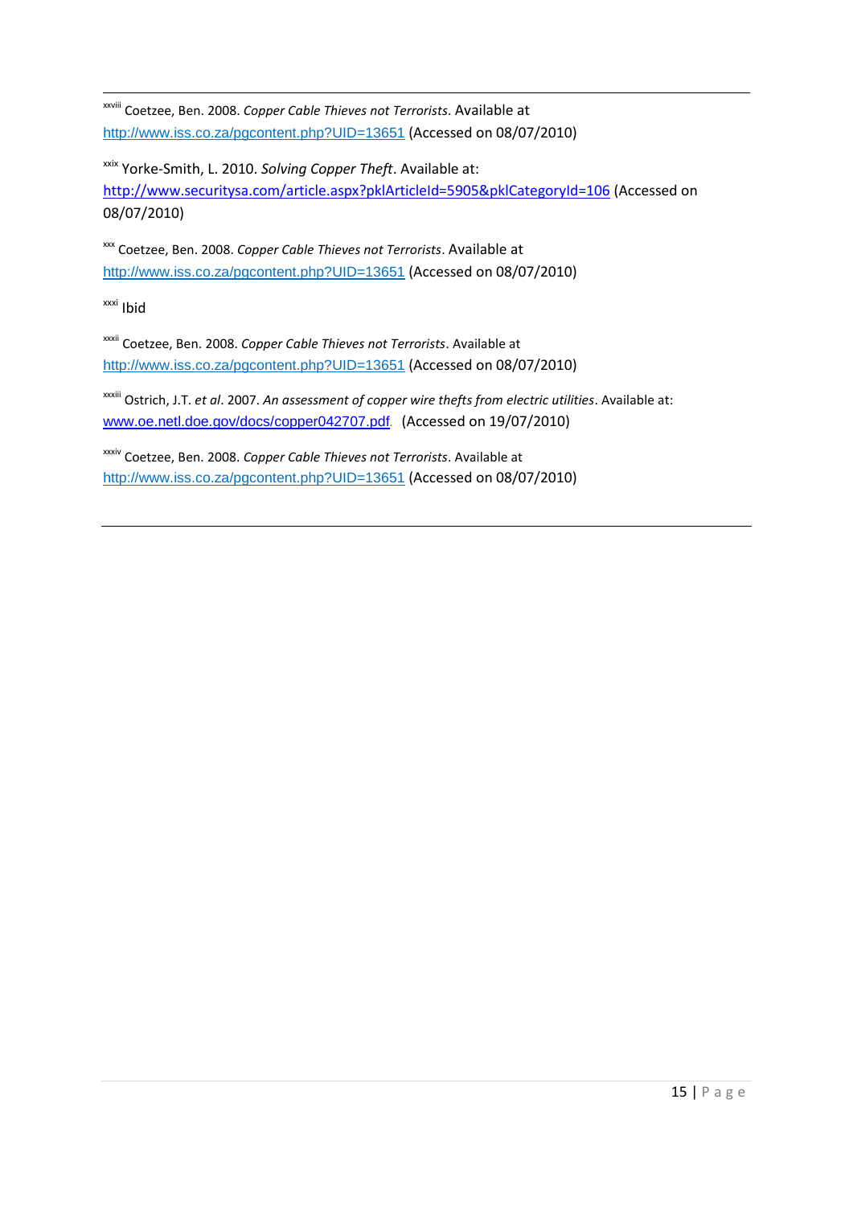[xxviii] Coetzee, Ben. 2008. *Copper Cable Thieves not Terrorists*. Available at http://www.iss.co.za/pgcontent.php?UID=13651 (Accessed on 08/07/2010)

[xxix] Yorke-Smith, L. 2010. *Solving Copper Theft*. Available at: http://www.securitysa.com/article.aspx?pklArticleId=5905&pklCategoryId=106 (Accessed on 08/07/2010)

[xxx] Coetzee, Ben. 2008. *Copper Cable Thieves not Terrorists*. Available at http://www.iss.co.za/pgcontent.php?UID=13651 (Accessed on 08/07/2010)

[xxxi] Ibid

[xxxii] Coetzee, Ben. 2008. *Copper Cable Thieves not Terrorists*. Available at http://www.iss.co.za/pgcontent.php?UID=13651 (Accessed on 08/07/2010)

[xxxiii] Ostrich, J.T. *et al*. 2007. *An assessment of copper wire thefts from electric utilities*. Available at: www.oe.netl.doe.gov/docs/copper042707.pdf (Accessed on 19/07/2010)

[xxxiv] Coetzee, Ben. 2008. *Copper Cable Thieves not Terrorists*. Available at http://www.iss.co.za/pgcontent.php?UID=13651 (Accessed on 08/07/2010)